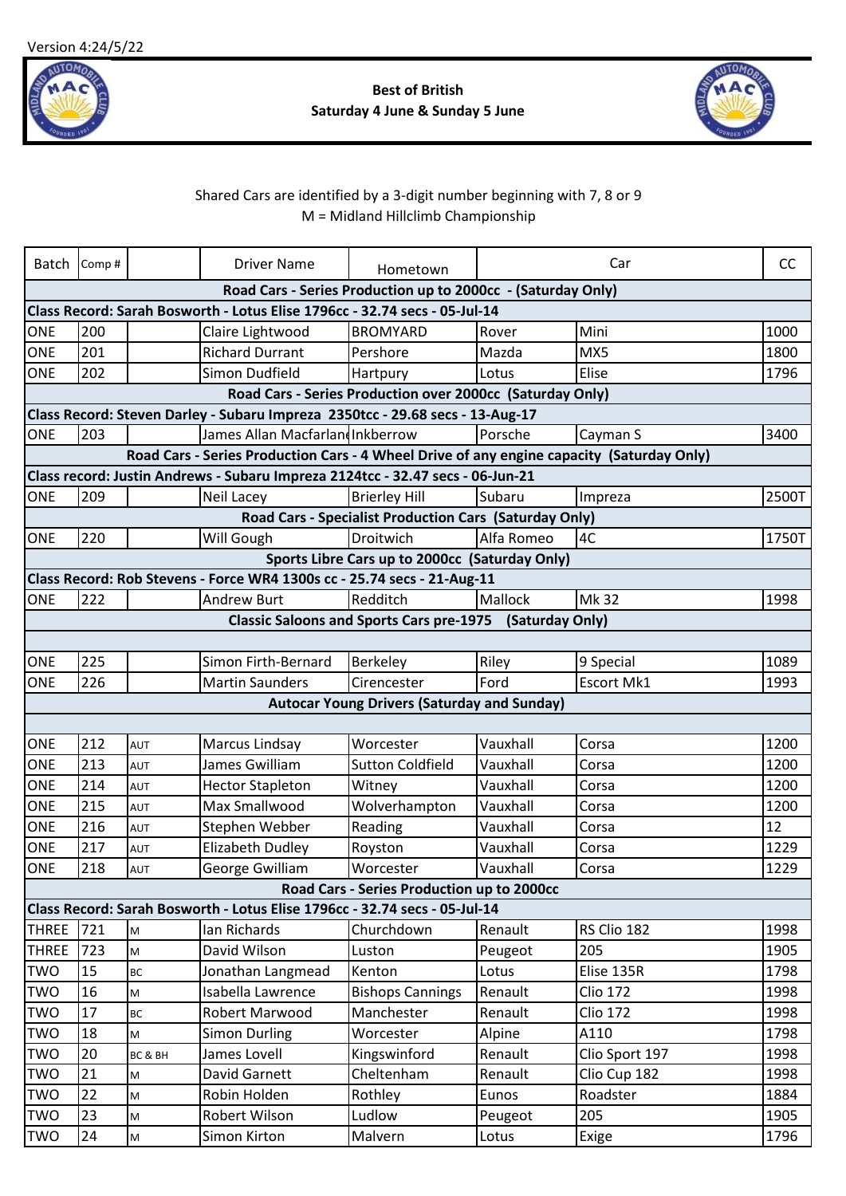Version 4:24/5/22

**Best of British**
**Saturday 4 June & Sunday 5 June**

Shared Cars are identified by a 3-digit number beginning with 7, 8 or 9
M = Midland Hillclimb Championship

| Batch | Comp # | | Driver Name | Hometown | Car | | CC |
|---|---|---|---|---|---|---|---|
| **Road Cars - Series Production up to 2000cc - (Saturday Only)** | | | | | | | |
| **Class Record: Sarah Bosworth - Lotus Elise 1796cc - 32.74 secs - 05-Jul-14** | | | | | | | |
| ONE | 200 | | Claire Lightwood | BROMYARD | Rover | Mini | 1000 |
| ONE | 201 | | Richard Durrant | Pershore | Mazda | MX5 | 1800 |
| ONE | 202 | | Simon Dudfield | Hartpury | Lotus | Elise | 1796 |
| **Road Cars - Series Production over 2000cc (Saturday Only)** | | | | | | | |
| **Class Record: Steven Darley - Subaru Impreza 2350tcc - 29.68 secs - 13-Aug-17** | | | | | | | |
| ONE | 203 | | James Allan Macfarland | Inkberrow | Porsche | Cayman S | 3400 |
| **Road Cars - Series Production Cars - 4 Wheel Drive of any engine capacity (Saturday Only)** | | | | | | | |
| **Class record: Justin Andrews - Subaru Impreza 2124tcc - 32.47 secs - 06-Jun-21** | | | | | | | |
| ONE | 209 | | Neil Lacey | Brierley Hill | Subaru | Impreza | 2500T |
| **Road Cars - Specialist Production Cars (Saturday Only)** | | | | | | | |
| ONE | 220 | | Will Gough | Droitwich | Alfa Romeo | 4C | 1750T |
| **Sports Libre Cars up to 2000cc (Saturday Only)** | | | | | | | |
| **Class Record: Rob Stevens - Force WR4 1300s cc - 25.74 secs - 21-Aug-11** | | | | | | | |
| ONE | 222 | | Andrew Burt | Redditch | Mallock | Mk 32 | 1998 |
| **Classic Saloons and Sports Cars pre-1975 (Saturday Only)** | | | | | | | |
| | | | | | | | |
| ONE | 225 | | Simon Firth-Bernard | Berkeley | Riley | 9 Special | 1089 |
| ONE | 226 | | Martin Saunders | Cirencester | Ford | Escort Mk1 | 1993 |
| **Autocar Young Drivers (Saturday and Sunday)** | | | | | | | |
| | | | | | | | |
| ONE | 212 | AUT | Marcus Lindsay | Worcester | Vauxhall | Corsa | 1200 |
| ONE | 213 | AUT | James Gwilliam | Sutton Coldfield | Vauxhall | Corsa | 1200 |
| ONE | 214 | AUT | Hector Stapleton | Witney | Vauxhall | Corsa | 1200 |
| ONE | 215 | AUT | Max Smallwood | Wolverhampton | Vauxhall | Corsa | 1200 |
| ONE | 216 | AUT | Stephen Webber | Reading | Vauxhall | Corsa | 12 |
| ONE | 217 | AUT | Elizabeth Dudley | Royston | Vauxhall | Corsa | 1229 |
| ONE | 218 | AUT | George Gwilliam | Worcester | Vauxhall | Corsa | 1229 |
| **Road Cars - Series Production up to 2000cc** | | | | | | | |
| **Class Record: Sarah Bosworth - Lotus Elise 1796cc - 32.74 secs - 05-Jul-14** | | | | | | | |
| THREE | 721 | M | Ian Richards | Churchdown | Renault | RS Clio 182 | 1998 |
| THREE | 723 | M | David Wilson | Luston | Peugeot | 205 | 1905 |
| TWO | 15 | BC | Jonathan Langmead | Kenton | Lotus | Elise 135R | 1798 |
| TWO | 16 | M | Isabella Lawrence | Bishops Cannings | Renault | Clio 172 | 1998 |
| TWO | 17 | BC | Robert Marwood | Manchester | Renault | Clio 172 | 1998 |
| TWO | 18 | M | Simon Durling | Worcester | Alpine | A110 | 1798 |
| TWO | 20 | BC & BH | James Lovell | Kingswinford | Renault | Clio Sport 197 | 1998 |
| TWO | 21 | M | David Garnett | Cheltenham | Renault | Clio Cup 182 | 1998 |
| TWO | 22 | M | Robin Holden | Rothley | Eunos | Roadster | 1884 |
| TWO | 23 | M | Robert Wilson | Ludlow | Peugeot | 205 | 1905 |
| TWO | 24 | M | Simon Kirton | Malvern | Lotus | Exige | 1796 |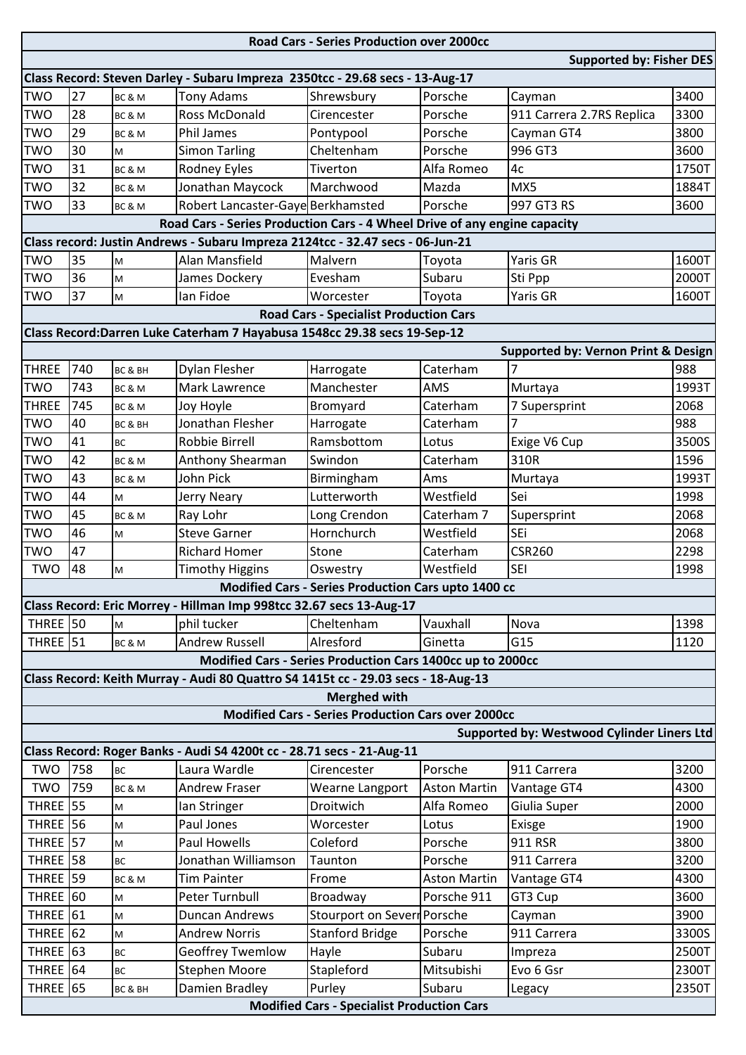| Road Cars - Series Production over 2000cc | | | | | | | |
|---|---|---|---|---|---|---|---|
| | | | | | | | Supported by: Fisher DES |
| Class Record: Steven Darley - Subaru Impreza 2350tcc - 29.68 secs - 13-Aug-17 | | | | | | | |
| TWO | 27 | BC & M | Tony Adams | Shrewsbury | Porsche | Cayman | 3400 |
| TWO | 28 | BC & M | Ross McDonald | Cirencester | Porsche | 911 Carrera 2.7RS Replica | 3300 |
| TWO | 29 | BC & M | Phil James | Pontypool | Porsche | Cayman GT4 | 3800 |
| TWO | 30 | M | Simon Tarling | Cheltenham | Porsche | 996 GT3 | 3600 |
| TWO | 31 | BC & M | Rodney Eyles | Tiverton | Alfa Romeo | 4c | 1750T |
| TWO | 32 | BC & M | Jonathan Maycock | Marchwood | Mazda | MX5 | 1884T |
| TWO | 33 | BC & M | Robert Lancaster-Gaye | Berkhamsted | Porsche | 997 GT3 RS | 3600 |
| Road Cars - Series Production Cars - 4 Wheel Drive of any engine capacity | | | | | | | |
| Class record: Justin Andrews - Subaru Impreza 2124tcc - 32.47 secs - 06-Jun-21 | | | | | | | |
| TWO | 35 | M | Alan Mansfield | Malvern | Toyota | Yaris GR | 1600T |
| TWO | 36 | M | James Dockery | Evesham | Subaru | Sti Ppp | 2000T |
| TWO | 37 | M | Ian Fidoe | Worcester | Toyota | Yaris GR | 1600T |
| Road Cars - Specialist Production Cars | | | | | | | |
| Class Record:Darren Luke Caterham 7 Hayabusa 1548cc 29.38 secs 19-Sep-12 | | | | | | | |
| | | | | | | | Supported by: Vernon Print & Design |
| THREE | 740 | BC & BH | Dylan Flesher | Harrogate | Caterham | 7 | 988 |
| TWO | 743 | BC & M | Mark Lawrence | Manchester | AMS | Murtaya | 1993T |
| THREE | 745 | BC & M | Joy Hoyle | Bromyard | Caterham | 7 Supersprint | 2068 |
| TWO | 40 | BC & BH | Jonathan Flesher | Harrogate | Caterham | 7 | 988 |
| TWO | 41 | BC | Robbie Birrell | Ramsbottom | Lotus | Exige V6 Cup | 3500S |
| TWO | 42 | BC & M | Anthony Shearman | Swindon | Caterham | 310R | 1596 |
| TWO | 43 | BC & M | John Pick | Birmingham | Ams | Murtaya | 1993T |
| TWO | 44 | M | Jerry Neary | Lutterworth | Westfield | Sei | 1998 |
| TWO | 45 | BC & M | Ray Lohr | Long Crendon | Caterham 7 | Supersprint | 2068 |
| TWO | 46 | M | Steve Garner | Hornchurch | Westfield | SEi | 2068 |
| TWO | 47 | | Richard Homer | Stone | Caterham | CSR260 | 2298 |
| TWO | 48 | M | Timothy Higgins | Oswestry | Westfield | SEI | 1998 |
| Modified Cars - Series Production Cars upto 1400 cc | | | | | | | |
| Class Record: Eric Morrey - Hillman Imp 998tcc 32.67 secs 13-Aug-17 | | | | | | | |
| THREE | 50 | M | phil tucker | Cheltenham | Vauxhall | Nova | 1398 |
| THREE | 51 | BC & M | Andrew Russell | Alresford | Ginetta | G15 | 1120 |
| Modified Cars - Series Production Cars 1400cc up to 2000cc | | | | | | | |
| Class Record: Keith Murray - Audi 80 Quattro S4 1415t cc - 29.03 secs - 18-Aug-13 | | | | | | | |
| Merghed with | | | | | | | |
| Modified Cars - Series Production Cars over 2000cc | | | | | | | |
| | | | | | | | Supported by: Westwood Cylinder Liners Ltd |
| Class Record: Roger Banks - Audi S4 4200t cc - 28.71 secs - 21-Aug-11 | | | | | | | |
| TWO | 758 | BC | Laura Wardle | Cirencester | Porsche | 911 Carrera | 3200 |
| TWO | 759 | BC & M | Andrew Fraser | Wearne Langport | Aston Martin | Vantage GT4 | 4300 |
| THREE | 55 | M | Ian Stringer | Droitwich | Alfa Romeo | Giulia Super | 2000 |
| THREE | 56 | M | Paul Jones | Worcester | Lotus | Exisge | 1900 |
| THREE | 57 | M | Paul Howells | Coleford | Porsche | 911 RSR | 3800 |
| THREE | 58 | BC | Jonathan Williamson | Taunton | Porsche | 911 Carrera | 3200 |
| THREE | 59 | BC & M | Tim Painter | Frome | Aston Martin | Vantage GT4 | 4300 |
| THREE | 60 | M | Peter Turnbull | Broadway | Porsche 911 | GT3 Cup | 3600 |
| THREE | 61 | M | Duncan Andrews | Stourport on Severn | Porsche | Cayman | 3900 |
| THREE | 62 | M | Andrew Norris | Stanford Bridge | Porsche | 911 Carrera | 3300S |
| THREE | 63 | BC | Geoffrey Twemlow | Hayle | Subaru | Impreza | 2500T |
| THREE | 64 | BC | Stephen Moore | Stapleford | Mitsubishi | Evo 6 Gsr | 2300T |
| THREE | 65 | BC & BH | Damien Bradley | Purley | Subaru | Legacy | 2350T |
| Modified Cars - Specialist Production Cars | | | | | | | |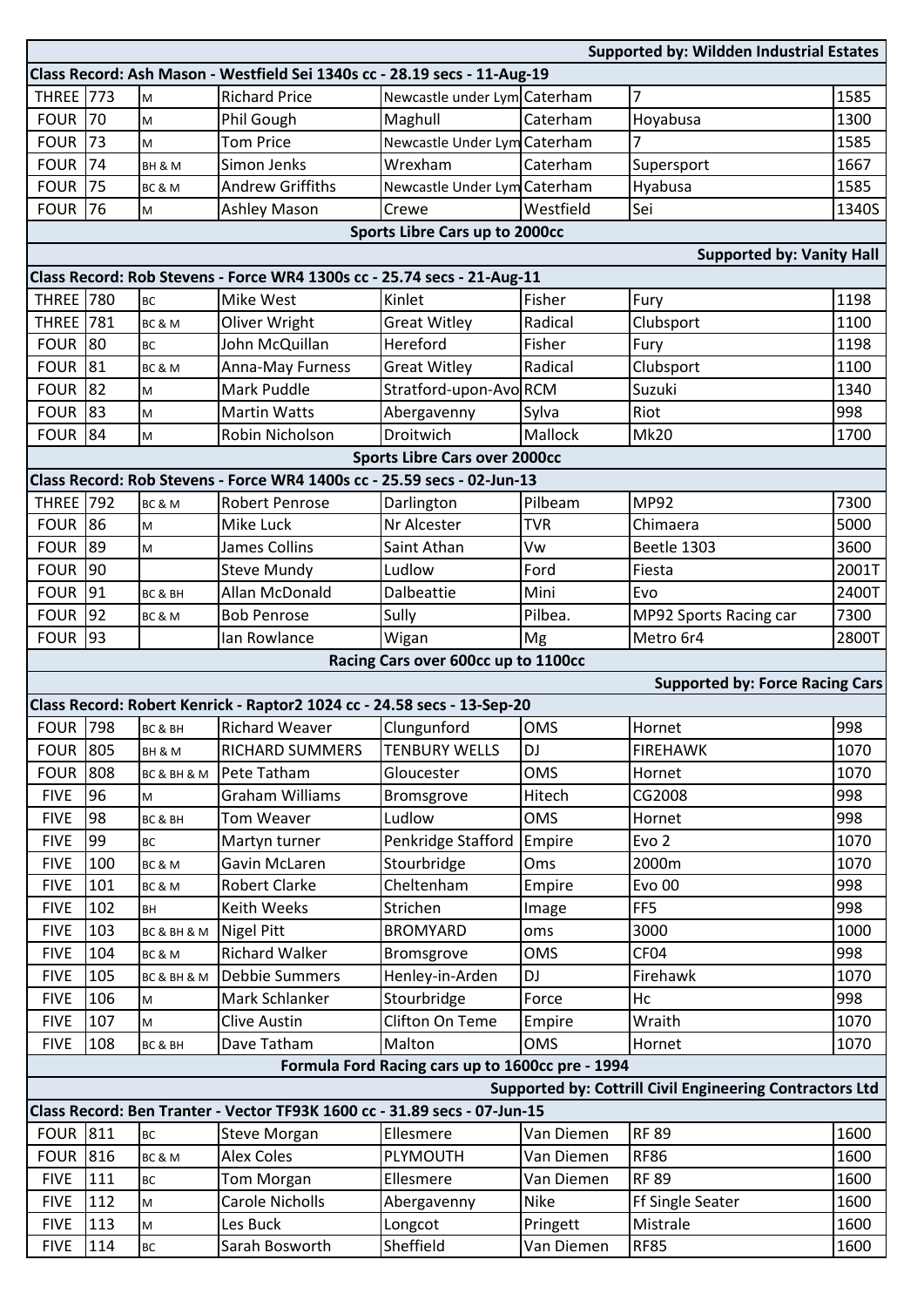| | | | | | | | |
|---|---|---|---|---|---|---|---|
| **Supported by: Wildden Industrial Estates** | | | | | | | |
| **Class Record: Ash Mason - Westfield Sei 1340s cc - 28.19 secs - 11-Aug-19** | | | | | | | |
| THREE | 773 | M | Richard Price | Newcastle under Lym | Caterham | 7 | 1585 |
| FOUR | 70 | M | Phil Gough | Maghull | Caterham | Hoyabusa | 1300 |
| FOUR | 73 | M | Tom Price | Newcastle Under Lym | Caterham | 7 | 1585 |
| FOUR | 74 | BH & M | Simon Jenks | Wrexham | Caterham | Supersport | 1667 |
| FOUR | 75 | BC & M | Andrew Griffiths | Newcastle Under Lym | Caterham | Hyabusa | 1585 |
| FOUR | 76 | M | Ashley Mason | Crewe | Westfield | Sei | 1340S |
| **Sports Libre Cars up to 2000cc** | | | | | | | |
| **Supported by: Vanity Hall** | | | | | | | |
| **Class Record: Rob Stevens - Force WR4 1300s cc - 25.74 secs - 21-Aug-11** | | | | | | | |
| THREE | 780 | BC | Mike West | Kinlet | Fisher | Fury | 1198 |
| THREE | 781 | BC & M | Oliver Wright | Great Witley | Radical | Clubsport | 1100 |
| FOUR | 80 | BC | John McQuillan | Hereford | Fisher | Fury | 1198 |
| FOUR | 81 | BC & M | Anna-May Furness | Great Witley | Radical | Clubsport | 1100 |
| FOUR | 82 | M | Mark Puddle | Stratford-upon-Avo | RCM | Suzuki | 1340 |
| FOUR | 83 | M | Martin Watts | Abergavenny | Sylva | Riot | 998 |
| FOUR | 84 | M | Robin Nicholson | Droitwich | Mallock | Mk20 | 1700 |
| **Sports Libre Cars over 2000cc** | | | | | | | |
| **Class Record: Rob Stevens - Force WR4 1400s cc - 25.59 secs - 02-Jun-13** | | | | | | | |
| THREE | 792 | BC & M | Robert Penrose | Darlington | Pilbeam | MP92 | 7300 |
| FOUR | 86 | M | Mike Luck | Nr Alcester | TVR | Chimaera | 5000 |
| FOUR | 89 | M | James Collins | Saint Athan | Vw | Beetle 1303 | 3600 |
| FOUR | 90 | | Steve Mundy | Ludlow | Ford | Fiesta | 2001T |
| FOUR | 91 | BC & BH | Allan McDonald | Dalbeattie | Mini | Evo | 2400T |
| FOUR | 92 | BC & M | Bob Penrose | Sully | Pilbea. | MP92 Sports Racing car | 7300 |
| FOUR | 93 | | Ian Rowlance | Wigan | Mg | Metro 6r4 | 2800T |
| **Racing Cars over 600cc up to 1100cc** | | | | | | | |
| **Supported by: Force Racing Cars** | | | | | | | |
| **Class Record: Robert Kenrick - Raptor2 1024 cc - 24.58 secs - 13-Sep-20** | | | | | | | |
| FOUR | 798 | BC & BH | Richard Weaver | Clungunford | OMS | Hornet | 998 |
| FOUR | 805 | BH & M | RICHARD SUMMERS | TENBURY WELLS | DJ | FIREHAWK | 1070 |
| FOUR | 808 | BC & BH & M | Pete Tatham | Gloucester | OMS | Hornet | 1070 |
| FIVE | 96 | M | Graham Williams | Bromsgrove | Hitech | CG2008 | 998 |
| FIVE | 98 | BC & BH | Tom Weaver | Ludlow | OMS | Hornet | 998 |
| FIVE | 99 | BC | Martyn turner | Penkridge Stafford | Empire | Evo 2 | 1070 |
| FIVE | 100 | BC & M | Gavin McLaren | Stourbridge | Oms | 2000m | 1070 |
| FIVE | 101 | BC & M | Robert Clarke | Cheltenham | Empire | Evo 00 | 998 |
| FIVE | 102 | BH | Keith Weeks | Strichen | Image | FF5 | 998 |
| FIVE | 103 | BC & BH & M | Nigel Pitt | BROMYARD | oms | 3000 | 1000 |
| FIVE | 104 | BC & M | Richard Walker | Bromsgrove | OMS | CF04 | 998 |
| FIVE | 105 | BC & BH & M | Debbie Summers | Henley-in-Arden | DJ | Firehawk | 1070 |
| FIVE | 106 | M | Mark Schlanker | Stourbridge | Force | Hc | 998 |
| FIVE | 107 | M | Clive Austin | Clifton On Teme | Empire | Wraith | 1070 |
| FIVE | 108 | BC & BH | Dave Tatham | Malton | OMS | Hornet | 1070 |
| **Formula Ford Racing cars up to 1600cc pre - 1994** | | | | | | | |
| **Supported by: Cottrill Civil Engineering Contractors Ltd** | | | | | | | |
| **Class Record: Ben Tranter - Vector TF93K 1600 cc - 31.89 secs - 07-Jun-15** | | | | | | | |
| FOUR | 811 | BC | Steve Morgan | Ellesmere | Van Diemen | RF 89 | 1600 |
| FOUR | 816 | BC & M | Alex Coles | PLYMOUTH | Van Diemen | RF86 | 1600 |
| FIVE | 111 | BC | Tom Morgan | Ellesmere | Van Diemen | RF 89 | 1600 |
| FIVE | 112 | M | Carole Nicholls | Abergavenny | Nike | Ff Single Seater | 1600 |
| FIVE | 113 | M | Les Buck | Longcot | Pringett | Mistrale | 1600 |
| FIVE | 114 | BC | Sarah Bosworth | Sheffield | Van Diemen | RF85 | 1600 |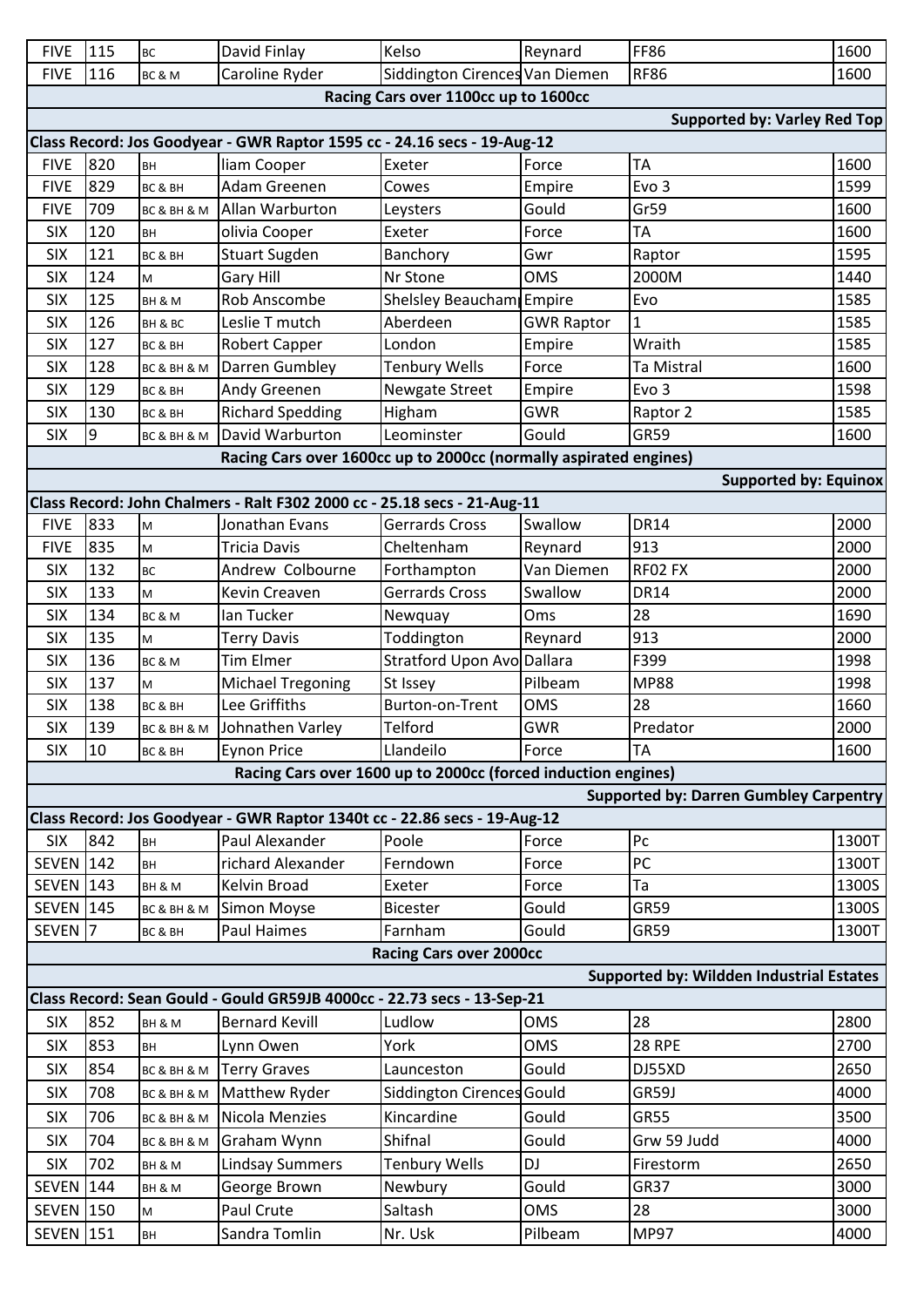| | | | | | | | |
|---|---|---|---|---|---|---|---|
| FIVE | 115 | BC | David Finlay | Kelso | Reynard | FF86 | 1600 |
| FIVE | 116 | BC & M | Caroline Ryder | Siddington Cirences | Van Diemen | RF86 | 1600 |

**Racing Cars over 1100cc up to 1600cc**

**Supported by: Varley Red Top**

**Class Record: Jos Goodyear - GWR Raptor 1595 cc - 24.16 secs - 19-Aug-12**

| | | | | | | | |
|---|---|---|---|---|---|---|---|
| FIVE | 820 | BH | liam Cooper | Exeter | Force | TA | 1600 |
| FIVE | 829 | BC & BH | Adam Greenen | Cowes | Empire | Evo 3 | 1599 |
| FIVE | 709 | BC & BH & M | Allan Warburton | Leysters | Gould | Gr59 | 1600 |
| SIX | 120 | BH | olivia Cooper | Exeter | Force | TA | 1600 |
| SIX | 121 | BC & BH | Stuart Sugden | Banchory | Gwr | Raptor | 1595 |
| SIX | 124 | M | Gary Hill | Nr Stone | OMS | 2000M | 1440 |
| SIX | 125 | BH & M | Rob Anscombe | Shelsley Beauchamp | Empire | Evo | 1585 |
| SIX | 126 | BH & BC | Leslie T mutch | Aberdeen | GWR Raptor | 1 | 1585 |
| SIX | 127 | BC & BH | Robert Capper | London | Empire | Wraith | 1585 |
| SIX | 128 | BC & BH & M | Darren Gumbley | Tenbury Wells | Force | Ta Mistral | 1600 |
| SIX | 129 | BC & BH | Andy Greenen | Newgate Street | Empire | Evo 3 | 1598 |
| SIX | 130 | BC & BH | Richard Spedding | Higham | GWR | Raptor 2 | 1585 |
| SIX | 9 | BC & BH & M | David Warburton | Leominster | Gould | GR59 | 1600 |

**Racing Cars over 1600cc up to 2000cc (normally aspirated engines)**

**Supported by: Equinox**

**Class Record: John Chalmers - Ralt F302 2000 cc - 25.18 secs - 21-Aug-11**

| | | | | | | | |
|---|---|---|---|---|---|---|---|
| FIVE | 833 | M | Jonathan Evans | Gerrards Cross | Swallow | DR14 | 2000 |
| FIVE | 835 | M | Tricia Davis | Cheltenham | Reynard | 913 | 2000 |
| SIX | 132 | BC | Andrew Colbourne | Forthampton | Van Diemen | RF02 FX | 2000 |
| SIX | 133 | M | Kevin Creaven | Gerrards Cross | Swallow | DR14 | 2000 |
| SIX | 134 | BC & M | Ian Tucker | Newquay | Oms | 28 | 1690 |
| SIX | 135 | M | Terry Davis | Toddington | Reynard | 913 | 2000 |
| SIX | 136 | BC & M | Tim Elmer | Stratford Upon Avo | Dallara | F399 | 1998 |
| SIX | 137 | M | Michael Tregoning | St Issey | Pilbeam | MP88 | 1998 |
| SIX | 138 | BC & BH | Lee Griffiths | Burton-on-Trent | OMS | 28 | 1660 |
| SIX | 139 | BC & BH & M | Johnathen Varley | Telford | GWR | Predator | 2000 |
| SIX | 10 | BC & BH | Eynon Price | Llandeilo | Force | TA | 1600 |

**Racing Cars over 1600 up to 2000cc (forced induction engines)**

**Supported by: Darren Gumbley Carpentry**

**Class Record: Jos Goodyear - GWR Raptor 1340t cc - 22.86 secs - 19-Aug-12**

| | | | | | | | |
|---|---|---|---|---|---|---|---|
| SIX | 842 | BH | Paul Alexander | Poole | Force | Pc | 1300T |
| SEVEN | 142 | BH | richard Alexander | Ferndown | Force | PC | 1300T |
| SEVEN | 143 | BH & M | Kelvin Broad | Exeter | Force | Ta | 1300S |
| SEVEN | 145 | BC & BH & M | Simon Moyse | Bicester | Gould | GR59 | 1300S |
| SEVEN | 7 | BC & BH | Paul Haimes | Farnham | Gould | GR59 | 1300T |

**Racing Cars over 2000cc**

**Supported by: Wildden Industrial Estates**

**Class Record: Sean Gould - Gould GR59JB 4000cc - 22.73 secs - 13-Sep-21**

| | | | | | | | |
|---|---|---|---|---|---|---|---|
| SIX | 852 | BH & M | Bernard Kevill | Ludlow | OMS | 28 | 2800 |
| SIX | 853 | BH | Lynn Owen | York | OMS | 28 RPE | 2700 |
| SIX | 854 | BC & BH & M | Terry Graves | Launceston | Gould | DJ55XD | 2650 |
| SIX | 708 | BC & BH & M | Matthew Ryder | Siddington Cirences | Gould | GR59J | 4000 |
| SIX | 706 | BC & BH & M | Nicola Menzies | Kincardine | Gould | GR55 | 3500 |
| SIX | 704 | BC & BH & M | Graham Wynn | Shifnal | Gould | Grw 59 Judd | 4000 |
| SIX | 702 | BH & M | Lindsay Summers | Tenbury Wells | DJ | Firestorm | 2650 |
| SEVEN | 144 | BH & M | George Brown | Newbury | Gould | GR37 | 3000 |
| SEVEN | 150 | M | Paul Crute | Saltash | OMS | 28 | 3000 |
| SEVEN | 151 | BH | Sandra Tomlin | Nr. Usk | Pilbeam | MP97 | 4000 |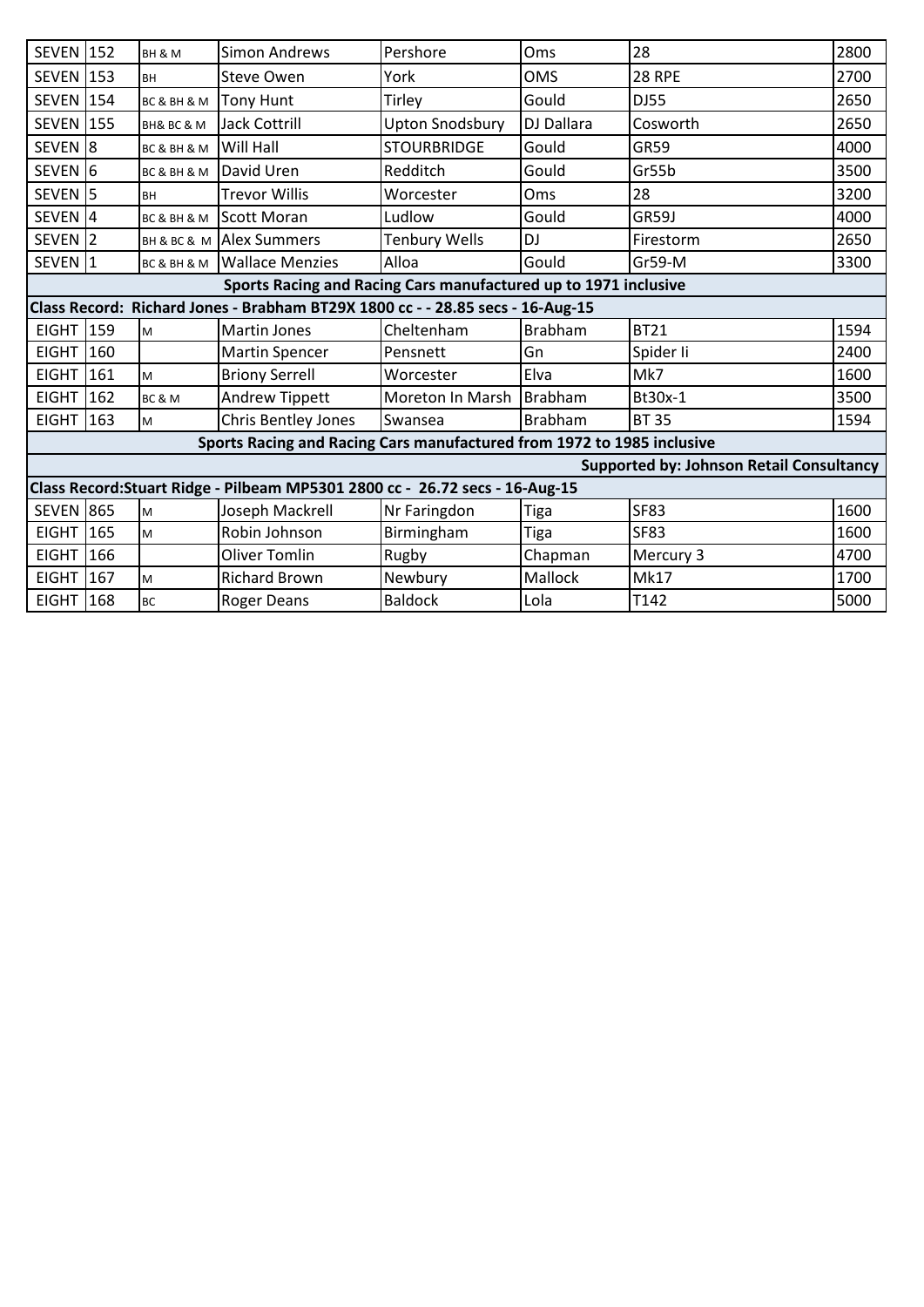| | | | | | | | |
|---|---|---|---|---|---|---|---|
| SEVEN | 152 | BH & M | Simon Andrews | Pershore | Oms | 28 | 2800 |
| SEVEN | 153 | BH | Steve Owen | York | OMS | 28 RPE | 2700 |
| SEVEN | 154 | BC & BH & M | Tony Hunt | Tirley | Gould | DJ55 | 2650 |
| SEVEN | 155 | BH& BC & M | Jack Cottrill | Upton Snodsbury | DJ Dallara | Cosworth | 2650 |
| SEVEN | 8 | BC & BH & M | Will Hall | STOURBRIDGE | Gould | GR59 | 4000 |
| SEVEN | 6 | BC & BH & M | David Uren | Redditch | Gould | Gr55b | 3500 |
| SEVEN | 5 | BH | Trevor Willis | Worcester | Oms | 28 | 3200 |
| SEVEN | 4 | BC & BH & M | Scott Moran | Ludlow | Gould | GR59J | 4000 |
| SEVEN | 2 | BH & BC & M | Alex Summers | Tenbury Wells | DJ | Firestorm | 2650 |
| SEVEN | 1 | BC & BH & M | Wallace Menzies | Alloa | Gould | Gr59-M | 3300 |
| **Sports Racing and Racing Cars manufactured up to 1971 inclusive** | | | | | | | |
| **Class Record: Richard Jones - Brabham BT29X 1800 cc - - 28.85 secs - 16-Aug-15** | | | | | | | |
| EIGHT | 159 | M | Martin Jones | Cheltenham | Brabham | BT21 | 1594 |
| EIGHT | 160 | | Martin Spencer | Pensnett | Gn | Spider Ii | 2400 |
| EIGHT | 161 | M | Briony Serrell | Worcester | Elva | Mk7 | 1600 |
| EIGHT | 162 | BC & M | Andrew Tippett | Moreton In Marsh | Brabham | Bt30x-1 | 3500 |
| EIGHT | 163 | M | Chris Bentley Jones | Swansea | Brabham | BT 35 | 1594 |
| **Sports Racing and Racing Cars manufactured from 1972 to 1985 inclusive** | | | | | | | |
| **Supported by: Johnson Retail Consultancy** | | | | | | | |
| **Class Record:Stuart Ridge - Pilbeam MP5301 2800 cc - 26.72 secs - 16-Aug-15** | | | | | | | |
| SEVEN | 865 | M | Joseph Mackrell | Nr Faringdon | Tiga | SF83 | 1600 |
| EIGHT | 165 | M | Robin Johnson | Birmingham | Tiga | SF83 | 1600 |
| EIGHT | 166 | | Oliver Tomlin | Rugby | Chapman | Mercury 3 | 4700 |
| EIGHT | 167 | M | Richard Brown | Newbury | Mallock | Mk17 | 1700 |
| EIGHT | 168 | BC | Roger Deans | Baldock | Lola | T142 | 5000 |